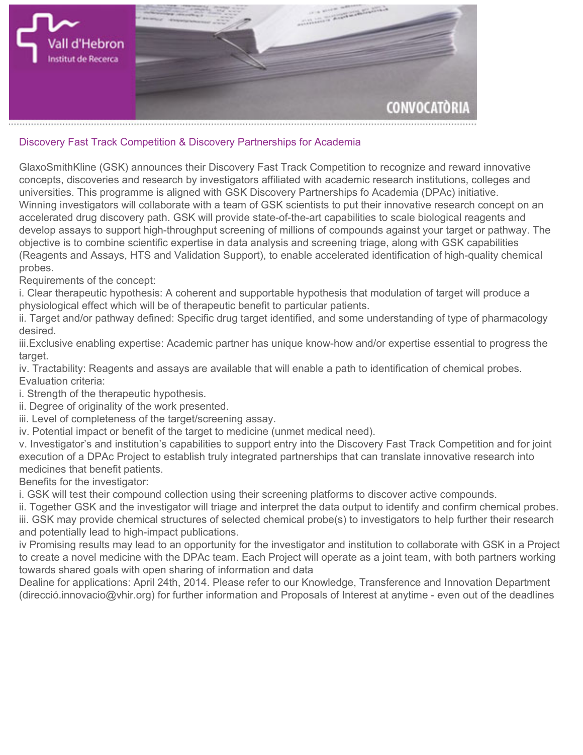Vall d'Hebron
Institut de Recerca

CONVOCATÒRIA

## Discovery Fast Track Competition & Discovery Partnerships for Academia

GlaxoSmithKline (GSK) announces their Discovery Fast Track Competition to recognize and reward innovative concepts, discoveries and research by investigators affiliated with academic research institutions, colleges and universities. This programme is aligned with GSK Discovery Partnerships fo Academia (DPAc) initiative.
Winning investigators will collaborate with a team of GSK scientists to put their innovative research concept on an accelerated drug discovery path. GSK will provide state-of-the-art capabilities to scale biological reagents and develop assays to support high-throughput screening of millions of compounds against your target or pathway. The objective is to combine scientific expertise in data analysis and screening triage, along with GSK capabilities (Reagents and Assays, HTS and Validation Support), to enable accelerated identification of high-quality chemical probes.
Requirements of the concept:
i. Clear therapeutic hypothesis: A coherent and supportable hypothesis that modulation of target will produce a physiological effect which will be of therapeutic benefit to particular patients.
ii. Target and/or pathway defined: Specific drug target identified, and some understanding of type of pharmacology desired.
iii.Exclusive enabling expertise: Academic partner has unique know-how and/or expertise essential to progress the target.
iv. Tractability: Reagents and assays are available that will enable a path to identification of chemical probes.
Evaluation criteria:
i. Strength of the therapeutic hypothesis.
ii. Degree of originality of the work presented.
iii. Level of completeness of the target/screening assay.
iv. Potential impact or benefit of the target to medicine (unmet medical need).
v. Investigator's and institution's capabilities to support entry into the Discovery Fast Track Competition and for joint execution of a DPAc Project to establish truly integrated partnerships that can translate innovative research into medicines that benefit patients.
Benefits for the investigator:
i. GSK will test their compound collection using their screening platforms to discover active compounds.
ii. Together GSK and the investigator will triage and interpret the data output to identify and confirm chemical probes.
iii. GSK may provide chemical structures of selected chemical probe(s) to investigators to help further their research and potentially lead to high-impact publications.
iv Promising results may lead to an opportunity for the investigator and institution to collaborate with GSK in a Project to create a novel medicine with the DPAc team. Each Project will operate as a joint team, with both partners working towards shared goals with open sharing of information and data
Dealine for applications: April 24th, 2014. Please refer to our Knowledge, Transference and Innovation Department (direcció.innovacio@vhir.org) for further information and Proposals of Interest at anytime - even out of the deadlines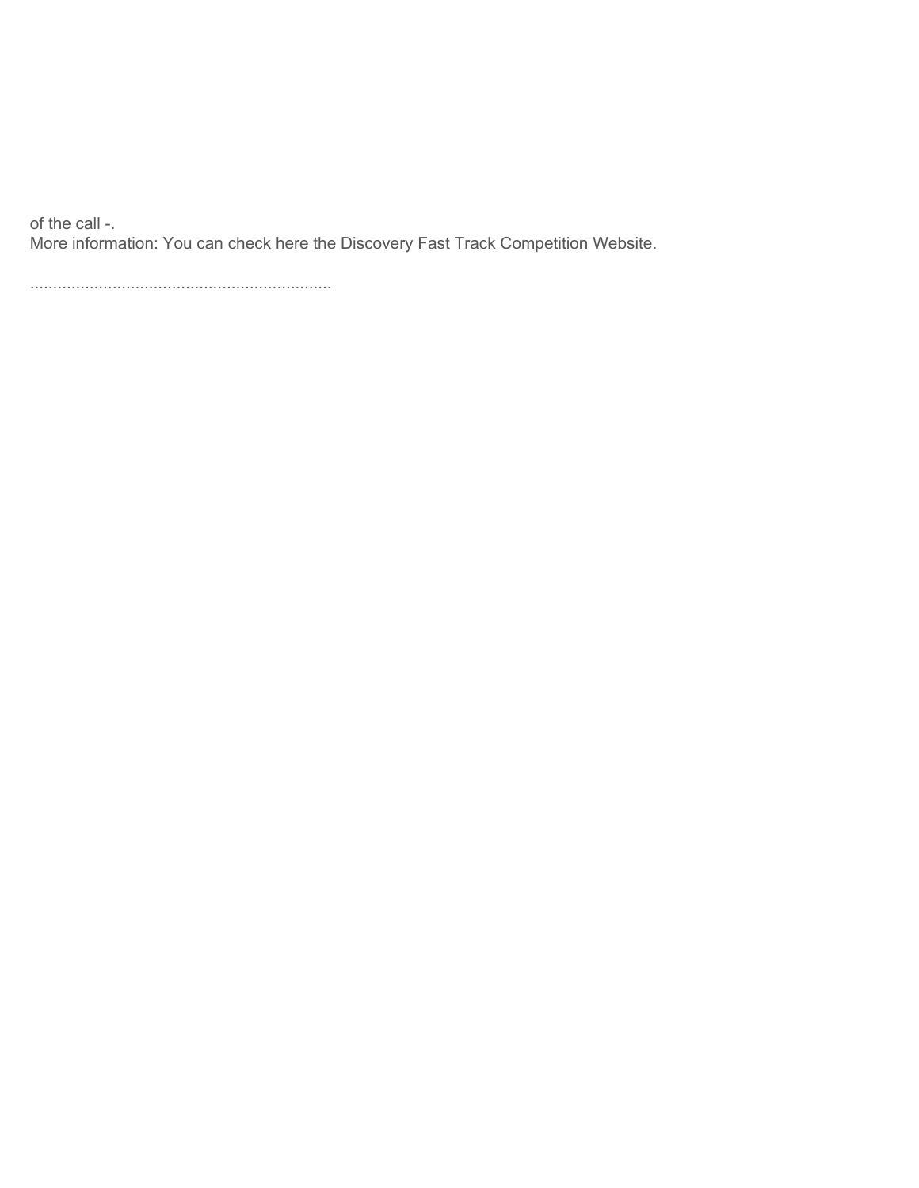of the call -.
More information: You can check here the Discovery Fast Track Competition Website.

...................................................................